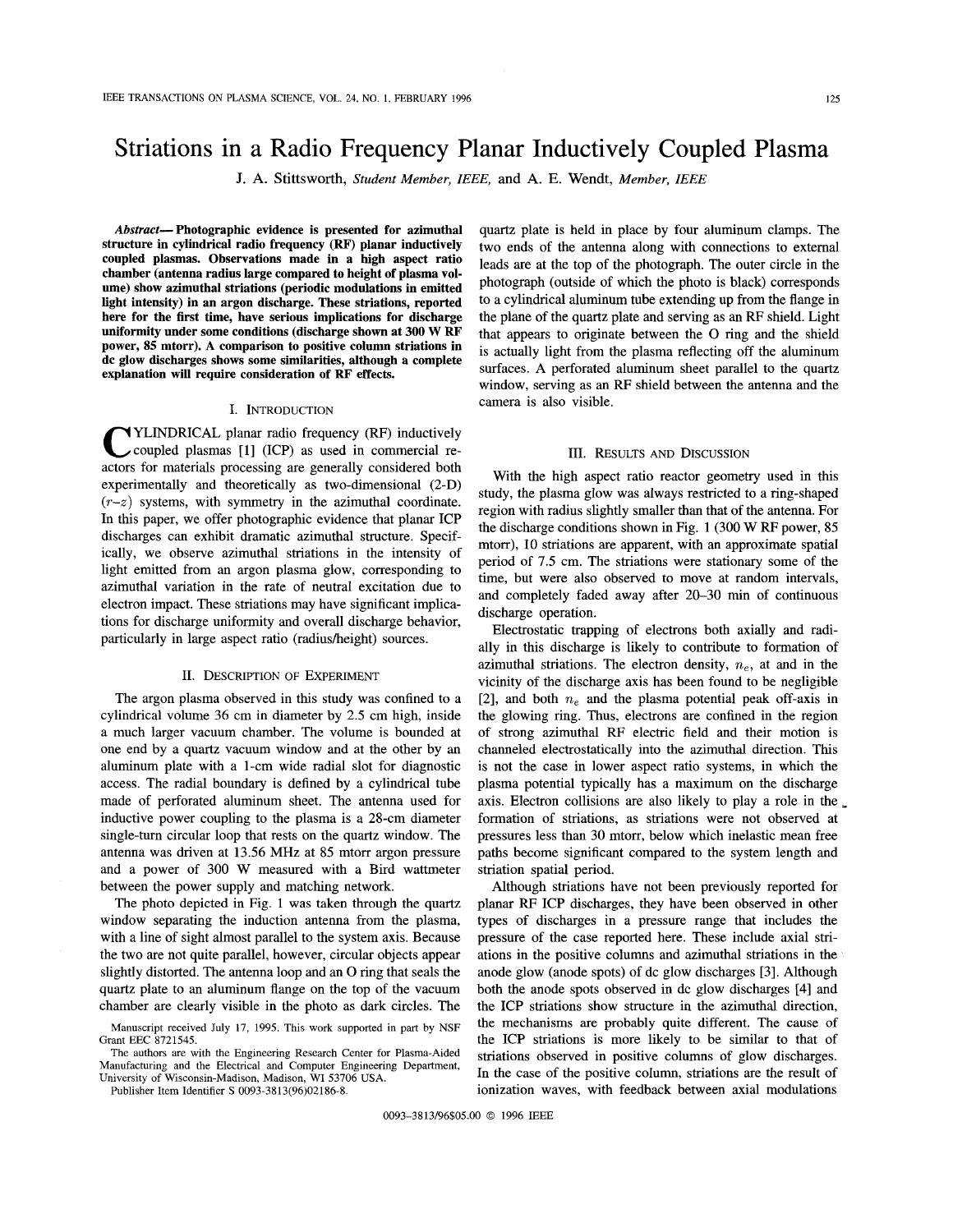# Striations in a Radio Frequency Planar Inductively Coupled Plasma

J. A. Stittsworth, *Student Member, IEEE,* and A. E. Wendt, *Member, IEEE*

***Abstract*— Photographic evidence is presented for azimuthal structure in cylindrical radio frequency (RF) planar inductively coupled plasmas. Observations made in a high aspect ratio chamber (antenna radius large compared to height of plasma volume) show azimuthal striations (periodic modulations in emitted light intensity) in an argon discharge. These striations, reported here for the first time, have serious implications for discharge uniformity under some conditions (discharge shown at 300 W RF power, 85 mtorr). A comparison to positive column striations in dc glow discharges shows some similarities, although a complete explanation will require consideration of RF effects.**

## I. Introduction

Cylindrical planar radio frequency (RF) inductively coupled plasmas [1] (ICP) as used in commercial reactors for materials processing are generally considered both experimentally and theoretically as two-dimensional (2-D) ($r$–$z$) systems, with symmetry in the azimuthal coordinate. In this paper, we offer photographic evidence that planar ICP discharges can exhibit dramatic azimuthal structure. Specifically, we observe azimuthal striations in the intensity of light emitted from an argon plasma glow, corresponding to azimuthal variation in the rate of neutral excitation due to electron impact. These striations may have significant implications for discharge uniformity and overall discharge behavior, particularly in large aspect ratio (radius/height) sources.

## II. Description of Experiment

The argon plasma observed in this study was confined to a cylindrical volume 36 cm in diameter by 2.5 cm high, inside a much larger vacuum chamber. The volume is bounded at one end by a quartz vacuum window and at the other by an aluminum plate with a 1-cm wide radial slot for diagnostic access. The radial boundary is defined by a cylindrical tube made of perforated aluminum sheet. The antenna used for inductive power coupling to the plasma is a 28-cm diameter single-turn circular loop that rests on the quartz window. The antenna was driven at 13.56 MHz at 85 mtorr pressure and a power of 300 W measured with a Bird wattmeter between the power supply and matching network.

The photo depicted in Fig. 1 was taken through the quartz window separating the induction antenna from the plasma, with a line of sight almost parallel to the system axis. Because the two are not quite parallel, however, circular objects appear slightly distorted. The antenna loop and an O ring that seals the quartz plate to an aluminum flange on the top of the vacuum chamber are clearly visible in the photo as dark circles. The quartz plate is held in place by four aluminum clamps. The two ends of the antenna along with connections to external leads are at the top of the photograph. The outer circle in the photograph (outside of which the photo is black) corresponds to a cylindrical aluminum tube extending up from the flange in the plane of the quartz plate and serving as an RF shield. Light that appears to originate between the O ring and the shield is actually light from the plasma reflecting off the aluminum surfaces. A perforated aluminum sheet parallel to the quartz window, serving as an RF shield between the antenna and the camera is also visible.

## III. Results and Discussion

With the high aspect ratio reactor geometry used in this study, the plasma glow was always restricted to a ring-shaped region with radius slightly smaller than that of the antenna. For the discharge conditions shown in Fig. 1 (300 W RF power, 85 mtorr), 10 striations are apparent, with an approximate spatial period of 7.5 cm. The striations were stationary some of the time, but were also observed to move at random intervals, and completely faded away after 20–30 min of continuous discharge operation.

Electrostatic trapping of electrons both axially and radially in this discharge is likely to contribute to formation of azimuthal striations. The electron density, $n_e$, at and in the vicinity of the discharge axis has been found to be negligible [2], and both $n_e$ and the plasma potential peak off-axis in the glowing ring. Thus, electrons are confined in the region of strong azimuthal RF electric field and their motion is channeled electrostatically into the azimuthal direction. This is not the case in lower aspect ratio systems, in which the plasma potential typically has a maximum on the discharge axis. Electron collisions are also likely to play a role in the formation of striations, as striations were not observed at pressures less than 30 mtorr, below which inelastic mean free paths become significant compared to the system length and striation spatial period.

Although striations have not been previously reported for planar RF ICP discharges, they have been observed in other types of discharges in a pressure range that includes the pressure of the case reported here. These include axial striations in the positive columns and azimuthal striations in the anode glow (anode spots) of dc glow discharges [3]. Although both the anode spots observed in dc glow discharges [4] and the ICP striations show structure in the azimuthal direction, the mechanisms are probably quite different. The cause of the ICP striations is more likely to be similar to that of striations observed in positive columns of glow discharges. In the case of the positive column, striations are the result of ionization waves, with feedback between axial modulations

Manuscript received July 17, 1995. This work supported in part by NSF Grant EEC 8721545.

The authors are with the Engineering Research Center for Plasma-Aided Manufacturing and the Electrical and Computer Engineering Department, University of Wisconsin-Madison, Madison, WI 53706 USA.

Publisher Item Identifier S 0093-3813(96)02186-8.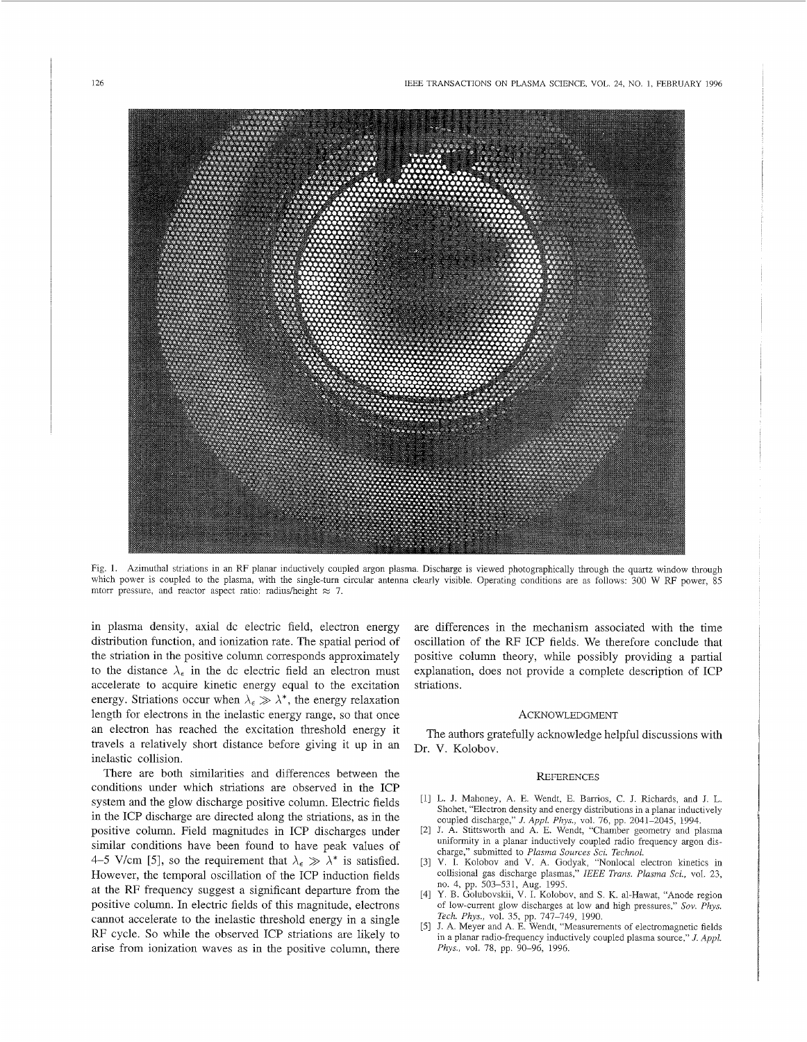Fig. 1. Azimuthal striations in an RF planar inductively coupled argon plasma. Discharge is viewed photographically through the quartz window through which power is coupled to the plasma, with the single-turn circular antenna clearly visible. Operating conditions are as follows: 300 W RF power, 85 mtorr pressure, and reactor aspect ratio: radius/height $\approx$ 7.

in plasma density, axial dc electric field, electron energy distribution function, and ionization rate. The spatial period of the striation in the positive column corresponds approximately to the distance $\lambda_\epsilon$ in the dc electric field an electron must accelerate to acquire kinetic energy equal to the excitation energy. Striations occur when $\lambda_\epsilon \gg \lambda^*$, the energy relaxation length for electrons in the inelastic energy range, so that once an electron has reached the excitation threshold energy it travels a relatively short distance before giving it up in an inelastic collision.

There are both similarities and differences between the conditions under which striations are observed in the ICP system and the glow discharge positive column. Electric fields in the ICP discharge are directed along the striations, as in the positive column. Field magnitudes in ICP discharges under similar conditions have been found to have peak values of 4–5 V/cm [5], so the requirement that $\lambda_\epsilon \gg \lambda^*$ is satisfied. However, the temporal oscillation of the ICP induction fields at the RF frequency suggest a significant departure from the positive column. In electric fields of this magnitude, electrons cannot accelerate to the inelastic threshold energy in a single RF cycle. So while the observed ICP striations are likely to arise from ionization waves as in the positive column, there are differences in the mechanism associated with the time oscillation of the RF ICP fields. We therefore conclude that positive column theory, while possibly providing a partial explanation, does not provide a complete description of ICP striations.

## Acknowledgment

The authors gratefully acknowledge helpful discussions with Dr. V. Kolobov.

## References

[1] L. J. Mahoney, A. E. Wendt, E. Barrios, C. J. Richards, and J. L. Shohet, "Electron density and energy distributions in a planar inductively coupled discharge," *J. Appl. Phys.*, vol. 76, pp. 2041–2045, 1994.

[2] J. A. Stittsworth and A. E. Wendt, "Chamber geometry and plasma uniformity in a planar inductively coupled radio frequency argon discharge," submitted to *Plasma Sources Sci. Technol.*

[3] V. I. Kolobov and V. A. Godyak, "Nonlocal electron kinetics in collisional gas discharge plasmas," *IEEE Trans. Plasma Sci.*, vol. 23, no. 4, pp. 503–531, Aug. 1995.

[4] Y. B. Golubovskii, V. I. Kolobov, and S. K. al-Hawat, "Anode region of low-current glow discharges at low and high pressures," *Sov. Phys. Tech. Phys.*, vol. 35, pp. 747–749, 1990.

[5] J. A. Meyer and A. E. Wendt, "Measurements of electromagnetic fields in a planar radio-frequency inductively coupled plasma source," *J. Appl. Phys.*, vol. 78, pp. 90–96, 1996.